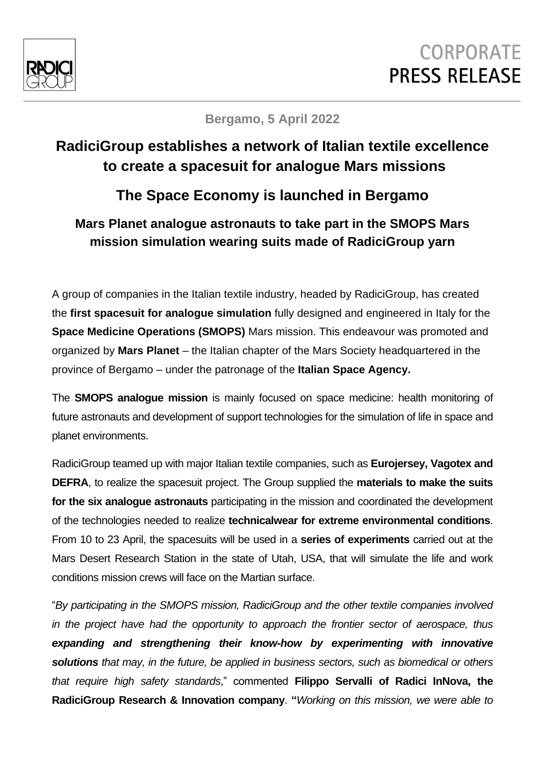**Bergamo, 5 April 2022**

# RadiciGroup establishes a network of Italian textile excellence to create a spacesuit for analogue Mars missions

## The Space Economy is launched in Bergamo

### Mars Planet analogue astronauts to take part in the SMOPS Mars mission simulation wearing suits made of RadiciGroup yarn

A group of companies in the Italian textile industry, headed by RadiciGroup, has created the **first spacesuit for analogue simulation** fully designed and engineered in Italy for the **Space Medicine Operations (SMOPS)** Mars mission. This endeavour was promoted and organized by **Mars Planet** – the Italian chapter of the Mars Society headquartered in the province of Bergamo – under the patronage of the **Italian Space Agency.**

The **SMOPS analogue mission** is mainly focused on space medicine: health monitoring of future astronauts and development of support technologies for the simulation of life in space and planet environments.

RadiciGroup teamed up with major Italian textile companies, such as **Eurojersey, Vagotex and DEFRA**, to realize the spacesuit project. The Group supplied the **materials to make the suits for the six analogue astronauts** participating in the mission and coordinated the development of the technologies needed to realize **technicalwear for extreme environmental conditions**. From 10 to 23 April, the spacesuits will be used in a **series of experiments** carried out at the Mars Desert Research Station in the state of Utah, USA, that will simulate the life and work conditions mission crews will face on the Martian surface.

"*By participating in the SMOPS mission, RadiciGroup and the other textile companies involved in the project have had the opportunity to approach the frontier sector of aerospace, thus* ***expanding and strengthening their know-how by experimenting with innovative solutions*** *that may, in the future, be applied in business sectors, such as biomedical or others that require high safety standards*," commented **Filippo Servalli of Radici InNova, the RadiciGroup Research & Innovation company**. **"***Working on this mission, we were able to*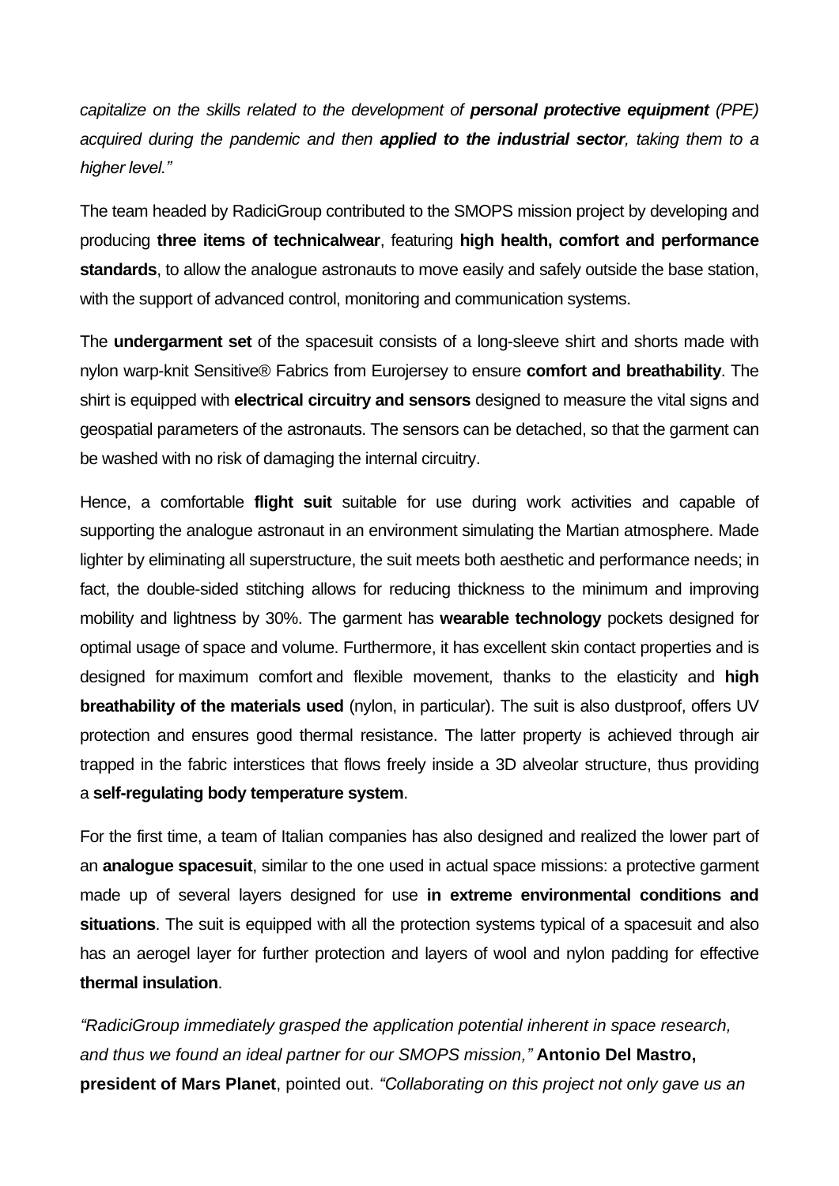*capitalize on the skills related to the development of **personal protective equipment** (PPE) acquired during the pandemic and then **applied to the industrial sector**, taking them to a higher level."*

The team headed by RadiciGroup contributed to the SMOPS mission project by developing and producing **three items of technicalwear**, featuring **high health, comfort and performance standards**, to allow the analogue astronauts to move easily and safely outside the base station, with the support of advanced control, monitoring and communication systems.

The **undergarment set** of the spacesuit consists of a long-sleeve shirt and shorts made with nylon warp-knit Sensitive® Fabrics from Eurojersey to ensure **comfort and breathability**. The shirt is equipped with **electrical circuitry and sensors** designed to measure the vital signs and geospatial parameters of the astronauts. The sensors can be detached, so that the garment can be washed with no risk of damaging the internal circuitry.

Hence, a comfortable **flight suit** suitable for use during work activities and capable of supporting the analogue astronaut in an environment simulating the Martian atmosphere. Made lighter by eliminating all superstructure, the suit meets both aesthetic and performance needs; in fact, the double-sided stitching allows for reducing thickness to the minimum and improving mobility and lightness by 30%. The garment has **wearable technology** pockets designed for optimal usage of space and volume. Furthermore, it has excellent skin contact properties and is designed for maximum comfort and flexible movement, thanks to the elasticity and **high breathability of the materials used** (nylon, in particular). The suit is also dustproof, offers UV protection and ensures good thermal resistance. The latter property is achieved through air trapped in the fabric interstices that flows freely inside a 3D alveolar structure, thus providing a **self-regulating body temperature system**.

For the first time, a team of Italian companies has also designed and realized the lower part of an **analogue spacesuit**, similar to the one used in actual space missions: a protective garment made up of several layers designed for use **in extreme environmental conditions and situations**. The suit is equipped with all the protection systems typical of a spacesuit and also has an aerogel layer for further protection and layers of wool and nylon padding for effective **thermal insulation**.

*"RadiciGroup immediately grasped the application potential inherent in space research, and thus we found an ideal partner for our SMOPS mission,"* **Antonio Del Mastro, president of Mars Planet**, pointed out. *"Collaborating on this project not only gave us an*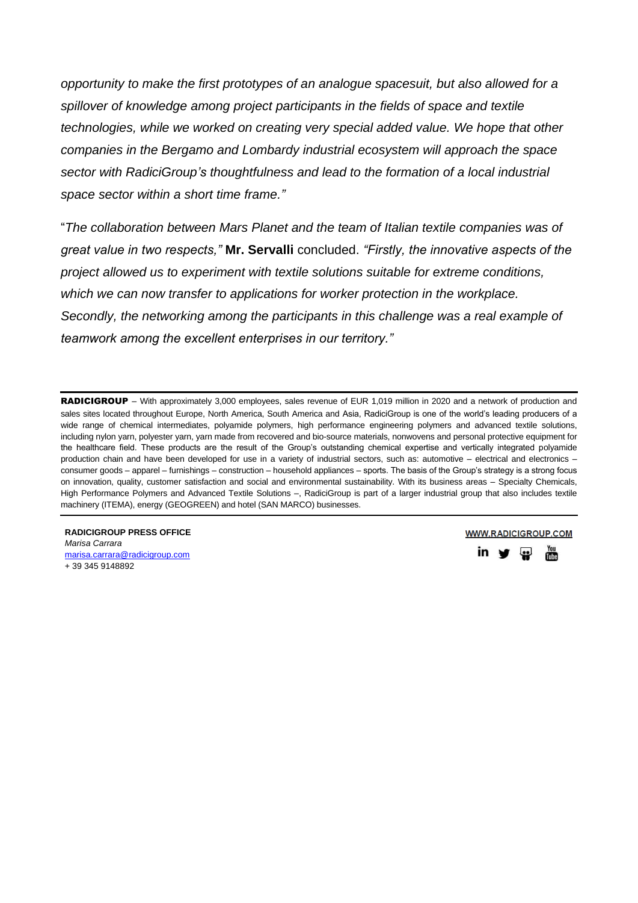*opportunity to make the first prototypes of an analogue spacesuit, but also allowed for a spillover of knowledge among project participants in the fields of space and textile technologies, while we worked on creating very special added value. We hope that other companies in the Bergamo and Lombardy industrial ecosystem will approach the space sector with RadiciGroup's thoughtfulness and lead to the formation of a local industrial space sector within a short time frame."*

"*The collaboration between Mars Planet and the team of Italian textile companies was of great value in two respects,"* **Mr. Servalli** concluded. *"Firstly, the innovative aspects of the project allowed us to experiment with textile solutions suitable for extreme conditions, which we can now transfer to applications for worker protection in the workplace. Secondly, the networking among the participants in this challenge was a real example of teamwork among the excellent enterprises in our territory."*

---

**RADICIGROUP** – With approximately 3,000 employees, sales revenue of EUR 1,019 million in 2020 and a network of production and sales sites located throughout Europe, North America, South America and Asia, RadiciGroup is one of the world's leading producers of a wide range of chemical intermediates, polyamide polymers, high performance engineering polymers and advanced textile solutions, including nylon yarn, polyester yarn, yarn made from recovered and bio-source materials, nonwovens and personal protective equipment for the healthcare field. These products are the result of the Group's outstanding chemical expertise and vertically integrated polyamide production chain and have been developed for use in a variety of industrial sectors, such as: automotive – electrical and electronics – consumer goods – apparel – furnishings – construction – household appliances – sports. The basis of the Group's strategy is a strong focus on innovation, quality, customer satisfaction and social and environmental sustainability. With its business areas – Specialty Chemicals, High Performance Polymers and Advanced Textile Solutions –, RadiciGroup is part of a larger industrial group that also includes textile machinery (ITEMA), energy (GEOGREEN) and hotel (SAN MARCO) businesses.

---

**RADICIGROUP PRESS OFFICE**
*Marisa Carrara*
marisa.carrara@radicigroup.com
+ 39 345 9148892

WWW.RADICIGROUP.COM